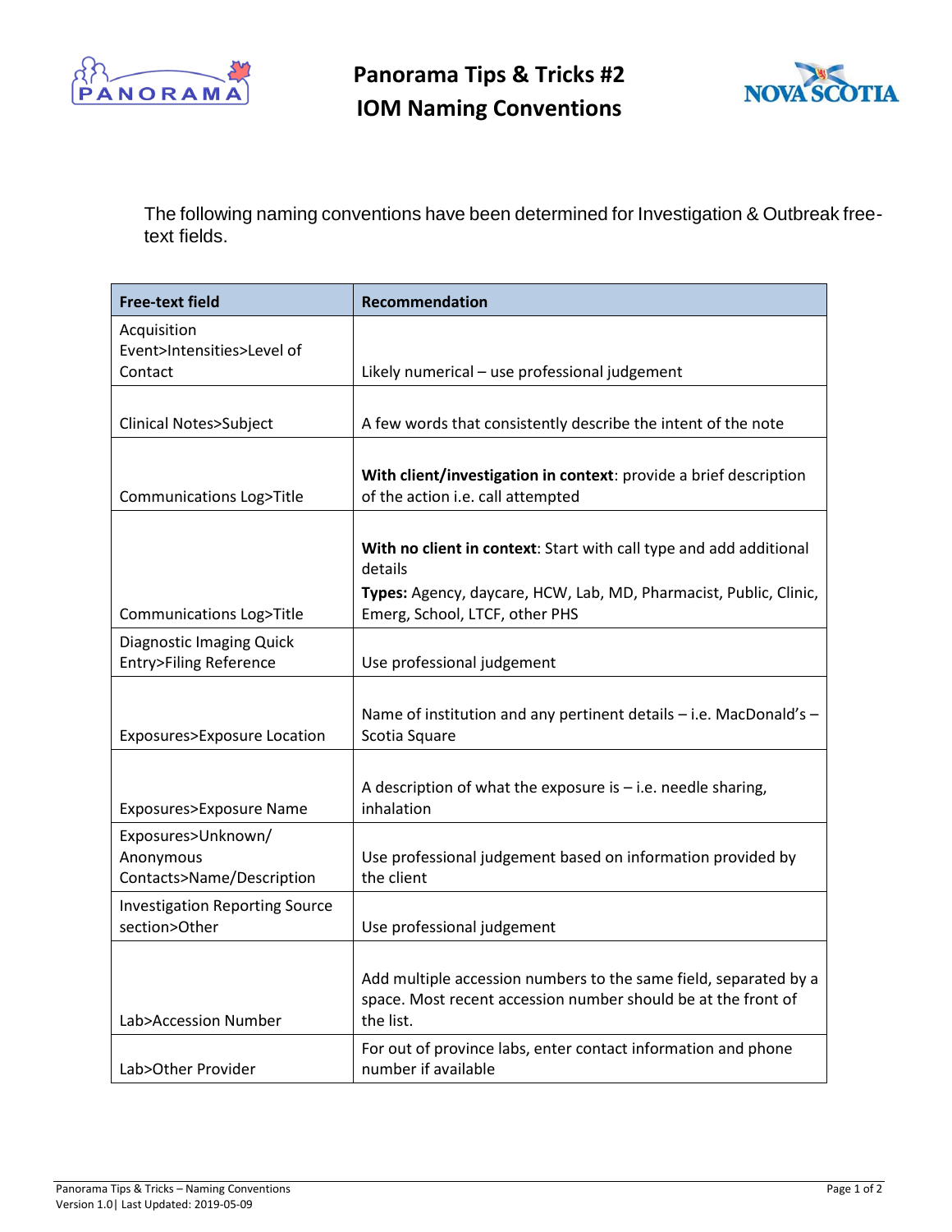# Panorama Tips & Tricks #2
# IOM Naming Conventions

The following naming conventions have been determined for Investigation & Outbreak free-text fields.

| Free-text field | Recommendation |
|---|---|
| Acquisition Event>Intensities>Level of Contact | Likely numerical – use professional judgement |
| Clinical Notes>Subject | A few words that consistently describe the intent of the note |
| Communications Log>Title | **With client/investigation in context**: provide a brief description of the action i.e. call attempted |
| Communications Log>Title | **With no client in context**: Start with call type and add additional details<br>**Types:** Agency, daycare, HCW, Lab, MD, Pharmacist, Public, Clinic, Emerg, School, LTCF, other PHS |
| Diagnostic Imaging Quick Entry>Filing Reference | Use professional judgement |
| Exposures>Exposure Location | Name of institution and any pertinent details – i.e. MacDonald's – Scotia Square |
| Exposures>Exposure Name | A description of what the exposure is – i.e. needle sharing, inhalation |
| Exposures>Unknown/ Anonymous Contacts>Name/Description | Use professional judgement based on information provided by the client |
| Investigation Reporting Source section>Other | Use professional judgement |
| Lab>Accession Number | Add multiple accession numbers to the same field, separated by a space. Most recent accession number should be at the front of the list. |
| Lab>Other Provider | For out of province labs, enter contact information and phone number if available |

Panorama Tips & Tricks – Naming Conventions
Version 1.0| Last Updated: 2019-05-09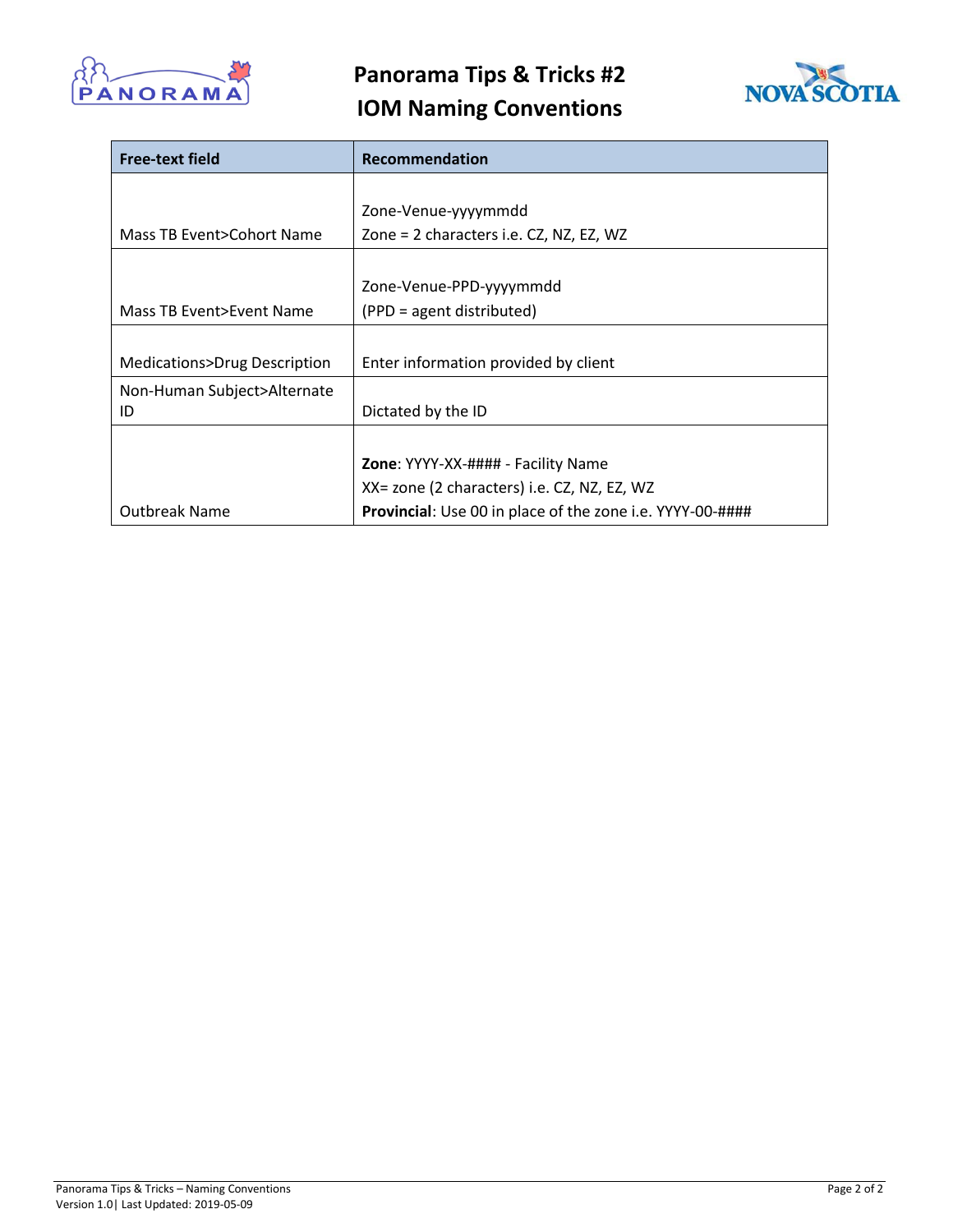# Panorama Tips & Tricks #2
# IOM Naming Conventions

| Free-text field | Recommendation |
|---|---|
| Mass TB Event>Cohort Name | Zone-Venue-yyyymmdd<br>Zone = 2 characters i.e. CZ, NZ, EZ, WZ |
| Mass TB Event>Event Name | Zone-Venue-PPD-yyyymmdd<br>(PPD = agent distributed) |
| Medications>Drug Description | Enter information provided by client |
| Non-Human Subject>Alternate ID | Dictated by the ID |
| Outbreak Name | **Zone**: YYYY-XX-#### - Facility Name<br>XX= zone (2 characters) i.e. CZ, NZ, EZ, WZ<br>**Provincial**: Use 00 in place of the zone i.e. YYYY-00-#### |